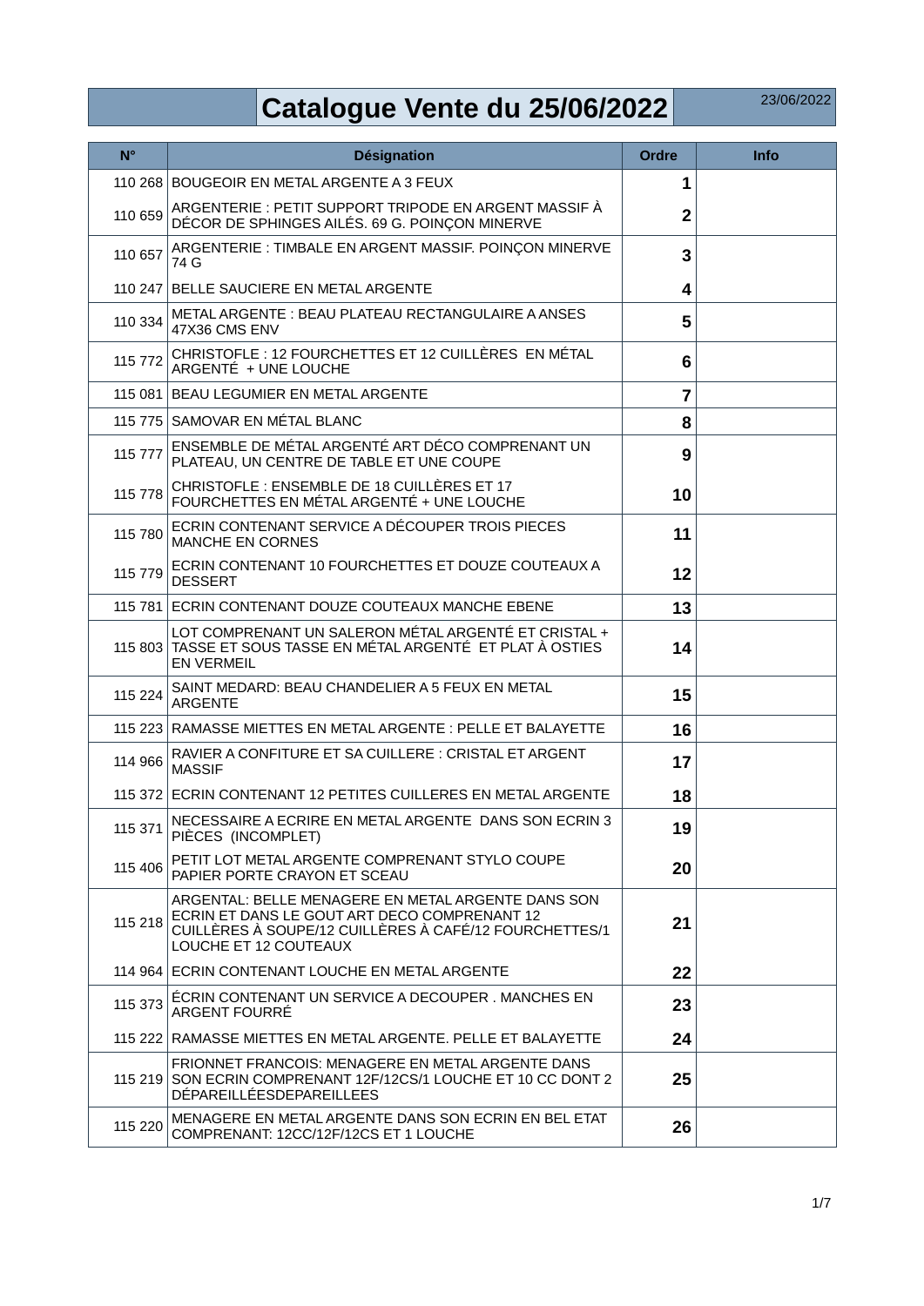# Catalogue Vente du 25/06/2022

23/06/2022

| N° | Désignation | Ordre | Info |
|---|---|---|---|
| 110 268 | BOUGEOIR EN METAL ARGENTE A 3 FEUX | 1 | |
| 110 659 | ARGENTERIE : PETIT SUPPORT TRIPODE EN ARGENT MASSIF À DÉCOR DE SPHINGES AILÉS. 69 G. POINÇON MINERVE | 2 | |
| 110 657 | ARGENTERIE : TIMBALE EN ARGENT MASSIF. POINÇON MINERVE 74 G | 3 | |
| 110 247 | BELLE SAUCIERE EN METAL ARGENTE | 4 | |
| 110 334 | METAL ARGENTE : BEAU PLATEAU RECTANGULAIRE A ANSES 47X36 CMS ENV | 5 | |
| 115 772 | CHRISTOFLE : 12 FOURCHETTES ET 12 CUILLÈRES EN MÉTAL ARGENTÉ + UNE LOUCHE | 6 | |
| 115 081 | BEAU LEGUMIER EN METAL ARGENTE | 7 | |
| 115 775 | SAMOVAR EN MÉTAL BLANC | 8 | |
| 115 777 | ENSEMBLE DE MÉTAL ARGENTÉ ART DÉCO COMPRENANT UN PLATEAU, UN CENTRE DE TABLE ET UNE COUPE | 9 | |
| 115 778 | CHRISTOFLE : ENSEMBLE DE 18 CUILLÈRES ET 17 FOURCHETTES EN MÉTAL ARGENTÉ + UNE LOUCHE | 10 | |
| 115 780 | ECRIN CONTENANT SERVICE A DÉCOUPER TROIS PIECES MANCHE EN CORNES | 11 | |
| 115 779 | ECRIN CONTENANT 10 FOURCHETTES ET DOUZE COUTEAUX A DESSERT | 12 | |
| 115 781 | ECRIN CONTENANT DOUZE COUTEAUX MANCHE EBENE | 13 | |
| 115 803 | LOT COMPRENANT UN SALERON MÉTAL ARGENTÉ ET CRISTAL + TASSE ET SOUS TASSE EN MÉTAL ARGENTÉ ET PLAT À OSTIES EN VERMEIL | 14 | |
| 115 224 | SAINT MEDARD: BEAU CHANDELIER A 5 FEUX EN METAL ARGENTE | 15 | |
| 115 223 | RAMASSE MIETTES EN METAL ARGENTE : PELLE ET BALAYETTE | 16 | |
| 114 966 | RAVIER A CONFITURE ET SA CUILLERE : CRISTAL ET ARGENT MASSIF | 17 | |
| 115 372 | ECRIN CONTENANT 12 PETITES CUILLERES EN METAL ARGENTE | 18 | |
| 115 371 | NECESSAIRE A ECRIRE EN METAL ARGENTE DANS SON ECRIN 3 PIÈCES (INCOMPLET) | 19 | |
| 115 406 | PETIT LOT METAL ARGENTE COMPRENANT STYLO COUPE PAPIER PORTE CRAYON ET SCEAU | 20 | |
| 115 218 | ARGENTAL: BELLE MENAGERE EN METAL ARGENTE DANS SON ECRIN ET DANS LE GOUT ART DECO COMPRENANT 12 CUILLÈRES À SOUPE/12 CUILLÈRES À CAFÉ/12 FOURCHETTES/1 LOUCHE ET 12 COUTEAUX | 21 | |
| 114 964 | ECRIN CONTENANT LOUCHE EN METAL ARGENTE | 22 | |
| 115 373 | ÉCRIN CONTENANT UN SERVICE A DECOUPER . MANCHES EN ARGENT FOURRÉ | 23 | |
| 115 222 | RAMASSE MIETTES EN METAL ARGENTE. PELLE ET BALAYETTE | 24 | |
| 115 219 | FRIONNET FRANCOIS: MENAGERE EN METAL ARGENTE DANS SON ECRIN COMPRENANT 12F/12CS/1 LOUCHE ET 10 CC DONT 2 DÉPAREILLÉESDEPAREILLEES | 25 | |
| 115 220 | MENAGERE EN METAL ARGENTE DANS SON ECRIN EN BEL ETAT COMPRENANT: 12CC/12F/12CS ET 1 LOUCHE | 26 | |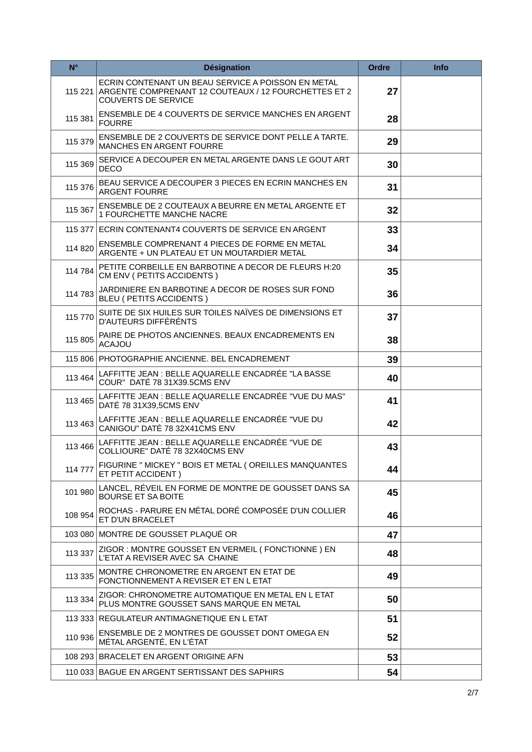| N° | Désignation | Ordre | Info |
|---|---|---|---|
| 115 221 | ECRIN CONTENANT UN BEAU SERVICE A POISSON EN METAL ARGENTE COMPRENANT 12 COUTEAUX / 12 FOURCHETTES ET 2 COUVERTS DE SERVICE | **27** | |
| 115 381 | ENSEMBLE DE 4 COUVERTS DE SERVICE MANCHES EN ARGENT FOURRE | **28** | |
| 115 379 | ENSEMBLE DE 2 COUVERTS DE SERVICE DONT PELLE A TARTE. MANCHES EN ARGENT FOURRE | **29** | |
| 115 369 | SERVICE A DECOUPER EN METAL ARGENTE DANS LE GOUT ART DECO | **30** | |
| 115 376 | BEAU SERVICE A DECOUPER 3 PIECES EN ECRIN MANCHES EN ARGENT FOURRE | **31** | |
| 115 367 | ENSEMBLE DE 2 COUTEAUX A BEURRE EN METAL ARGENTE ET 1 FOURCHETTE MANCHE NACRE | **32** | |
| 115 377 | ECRIN CONTENANT4 COUVERTS DE SERVICE EN ARGENT | **33** | |
| 114 820 | ENSEMBLE COMPRENANT 4 PIECES DE FORME EN METAL ARGENTE + UN PLATEAU ET UN MOUTARDIER METAL | **34** | |
| 114 784 | PETITE CORBEILLE EN BARBOTINE A DECOR DE FLEURS H:20 CM ENV ( PETITS ACCIDENTS ) | **35** | |
| 114 783 | JARDINIERE EN BARBOTINE A DECOR DE ROSES SUR FOND BLEU ( PETITS ACCIDENTS ) | **36** | |
| 115 770 | SUITE DE SIX HUILES SUR TOILES NAÏVES DE DIMENSIONS ET D'AUTEURS DIFFÉRÉNTS | **37** | |
| 115 805 | PAIRE DE PHOTOS ANCIENNES. BEAUX ENCADREMENTS EN ACAJOU | **38** | |
| 115 806 | PHOTOGRAPHIE ANCIENNE. BEL ENCADREMENT | **39** | |
| 113 464 | LAFFITTE JEAN : BELLE AQUARELLE ENCADRÉE "LA BASSE COUR" DATÉ 78 31X39.5CMS ENV | **40** | |
| 113 465 | LAFFITTE JEAN : BELLE AQUARELLE ENCADRÉE "VUE DU MAS" DATÉ 78 31X39,5CMS ENV | **41** | |
| 113 463 | LAFFITTE JEAN : BELLE AQUARELLE ENCADRÉE "VUE DU CANIGOU" DATÉ 78 32X41CMS ENV | **42** | |
| 113 466 | LAFFITTE JEAN : BELLE AQUARELLE ENCADRÉE "VUE DE COLLIOURE" DATÉ 78 32X40CMS ENV | **43** | |
| 114 777 | FIGURINE " MICKEY " BOIS ET METAL ( OREILLES MANQUANTES ET PETIT ACCIDENT ) | **44** | |
| 101 980 | LANCEL, RÉVEIL EN FORME DE MONTRE DE GOUSSET DANS SA BOURSE ET SA BOITE | **45** | |
| 108 954 | ROCHAS - PARURE EN MÉTAL DORÉ COMPOSÉE D'UN COLLIER ET D'UN BRACELET | **46** | |
| 103 080 | MONTRE DE GOUSSET PLAQUÉ OR | **47** | |
| 113 337 | ZIGOR : MONTRE GOUSSET EN VERMEIL ( FONCTIONNE ) EN L'ETAT A REVISER AVEC SA CHAINE | **48** | |
| 113 335 | MONTRE CHRONOMETRE EN ARGENT EN ETAT DE FONCTIONNEMENT A REVISER ET EN L ETAT | **49** | |
| 113 334 | ZIGOR: CHRONOMETRE AUTOMATIQUE EN METAL EN L ETAT PLUS MONTRE GOUSSET SANS MARQUE EN METAL | **50** | |
| 113 333 | REGULATEUR ANTIMAGNETIQUE EN L ETAT | **51** | |
| 110 936 | ENSEMBLE DE 2 MONTRES DE GOUSSET DONT OMEGA EN MÉTAL ARGENTÉ, EN L'ÉTAT | **52** | |
| 108 293 | BRACELET EN ARGENT ORIGINE AFN | **53** | |
| 110 033 | BAGUE EN ARGENT SERTISSANT DES SAPHIRS | **54** | |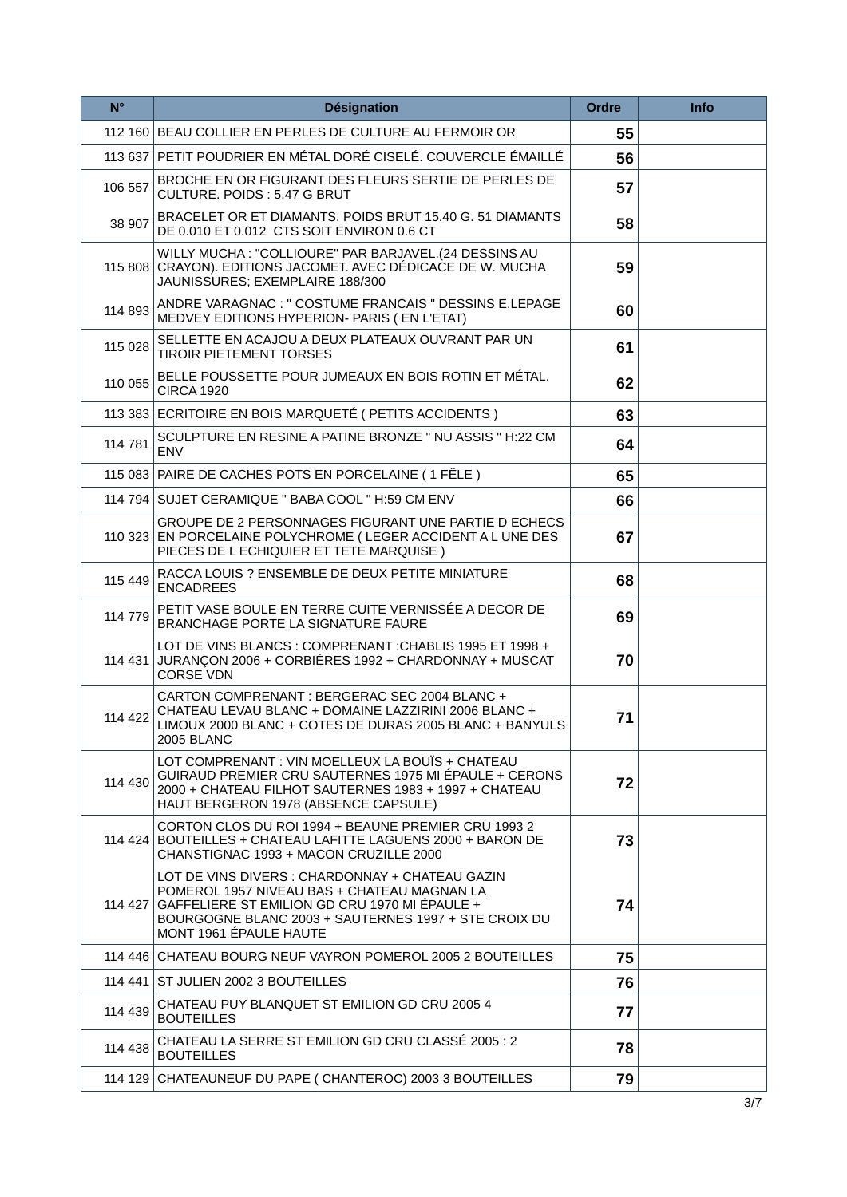| N° | Désignation | Ordre | Info |
|---|---|---|---|
| 112 160 | BEAU COLLIER EN PERLES DE CULTURE AU FERMOIR OR | 55 | |
| 113 637 | PETIT POUDRIER EN MÉTAL DORÉ CISELÉ. COUVERCLE ÉMAILLÉ | 56 | |
| 106 557 | BROCHE EN OR FIGURANT DES FLEURS SERTIE DE PERLES DE CULTURE. POIDS : 5.47 G BRUT | 57 | |
| 38 907 | BRACELET OR ET DIAMANTS. POIDS BRUT 15.40 G. 51 DIAMANTS DE 0.010 ET 0.012 CTS SOIT ENVIRON 0.6 CT | 58 | |
| 115 808 | WILLY MUCHA : "COLLIOURE" PAR BARJAVEL.(24 DESSINS AU CRAYON). EDITIONS JACOMET. AVEC DÉDICACE DE W. MUCHA JAUNISSURES; EXEMPLAIRE 188/300 | 59 | |
| 114 893 | ANDRE VARAGNAC : " COSTUME FRANCAIS " DESSINS E.LEPAGE MEDVEY EDITIONS HYPERION- PARIS ( EN L'ETAT) | 60 | |
| 115 028 | SELLETTE EN ACAJOU A DEUX PLATEAUX OUVRANT PAR UN TIROIR PIETEMENT TORSES | 61 | |
| 110 055 | BELLE POUSSETTE POUR JUMEAUX EN BOIS ROTIN ET MÉTAL. CIRCA 1920 | 62 | |
| 113 383 | ECRITOIRE EN BOIS MARQUETÉ ( PETITS ACCIDENTS ) | 63 | |
| 114 781 | SCULPTURE EN RESINE A PATINE BRONZE " NU ASSIS " H:22 CM ENV | 64 | |
| 115 083 | PAIRE DE CACHES POTS EN PORCELAINE ( 1 FÊLE ) | 65 | |
| 114 794 | SUJET CERAMIQUE " BABA COOL " H:59 CM ENV | 66 | |
| 110 323 | GROUPE DE 2 PERSONNAGES FIGURANT UNE PARTIE D ECHECS EN PORCELAINE POLYCHROME ( LEGER ACCIDENT A L UNE DES PIECES DE L ECHIQUIER ET TETE MARQUISE ) | 67 | |
| 115 449 | RACCA LOUIS ? ENSEMBLE DE DEUX PETITE MINIATURE ENCADREES | 68 | |
| 114 779 | PETIT VASE BOULE EN TERRE CUITE VERNISSÉE A DECOR DE BRANCHAGE PORTE LA SIGNATURE FAURE | 69 | |
| 114 431 | LOT DE VINS BLANCS : COMPRENANT :CHABLIS 1995 ET 1998 + JURANÇON 2006 + CORBIÈRES 1992 + CHARDONNAY + MUSCAT CORSE VDN | 70 | |
| 114 422 | CARTON COMPRENANT : BERGERAC SEC 2004 BLANC + CHATEAU LEVAU BLANC + DOMAINE LAZZIRINI 2006 BLANC + LIMOUX 2000 BLANC + COTES DE DURAS 2005 BLANC + BANYULS 2005 BLANC | 71 | |
| 114 430 | LOT COMPRENANT : VIN MOELLEUX LA BOUÏS + CHATEAU GUIRAUD PREMIER CRU SAUTERNES 1975 MI ÉPAULE + CERONS 2000 + CHATEAU FILHOT SAUTERNES 1983 + 1997 + CHATEAU HAUT BERGERON 1978 (ABSENCE CAPSULE) | 72 | |
| 114 424 | CORTON CLOS DU ROI 1994 + BEAUNE PREMIER CRU 1993 2 BOUTEILLES + CHATEAU LAFITTE LAGUENS 2000 + BARON DE CHANSTIGNAC 1993 + MACON CRUZILLE 2000 | 73 | |
| 114 427 | LOT DE VINS DIVERS : CHARDONNAY + CHATEAU GAZIN POMEROL 1957 NIVEAU BAS + CHATEAU MAGNAN LA GAFFELIERE ST EMILION GD CRU 1970 MI ÉPAULE + BOURGOGNE BLANC 2003 + SAUTERNES 1997 + STE CROIX DU MONT 1961 ÉPAULE HAUTE | 74 | |
| 114 446 | CHATEAU BOURG NEUF VAYRON POMEROL 2005 2 BOUTEILLES | 75 | |
| 114 441 | ST JULIEN 2002 3 BOUTEILLES | 76 | |
| 114 439 | CHATEAU PUY BLANQUET ST EMILION GD CRU 2005 4 BOUTEILLES | 77 | |
| 114 438 | CHATEAU LA SERRE ST EMILION GD CRU CLASSÉ 2005 : 2 BOUTEILLES | 78 | |
| 114 129 | CHATEAUNEUF DU PAPE ( CHANTEROC) 2003 3 BOUTEILLES | 79 | |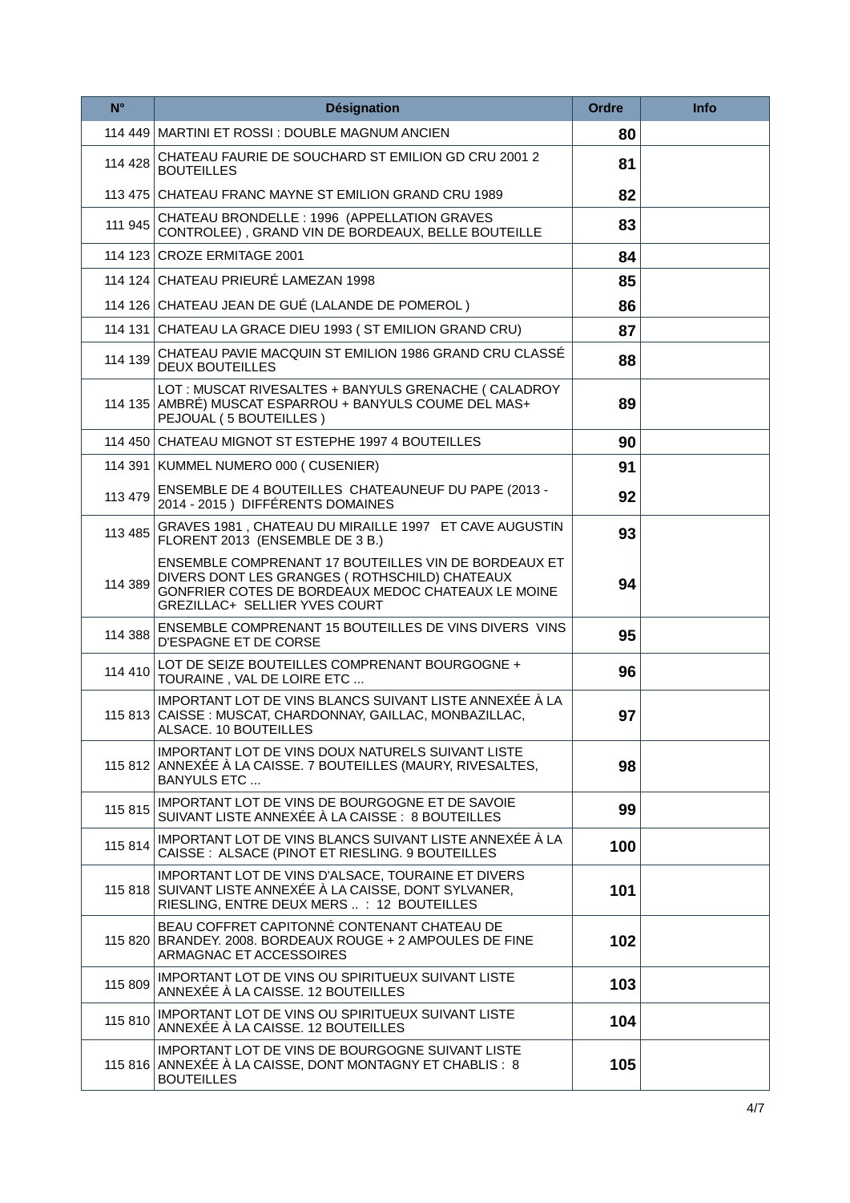| N° | Désignation | Ordre | Info |
|---|---|---|---|
| 114 449 | MARTINI ET ROSSI : DOUBLE MAGNUM ANCIEN | 80 | |
| 114 428 | CHATEAU FAURIE DE SOUCHARD ST EMILION GD CRU 2001 2 BOUTEILLES | 81 | |
| 113 475 | CHATEAU FRANC MAYNE ST EMILION GRAND CRU 1989 | 82 | |
| 111 945 | CHATEAU BRONDELLE : 1996 (APPELLATION GRAVES CONTROLEE) , GRAND VIN DE BORDEAUX, BELLE BOUTEILLE | 83 | |
| 114 123 | CROZE ERMITAGE 2001 | 84 | |
| 114 124 | CHATEAU PRIEURÉ LAMEZAN 1998 | 85 | |
| 114 126 | CHATEAU JEAN DE GUÉ (LALANDE DE POMEROL ) | 86 | |
| 114 131 | CHATEAU LA GRACE DIEU 1993 ( ST EMILION GRAND CRU) | 87 | |
| 114 139 | CHATEAU PAVIE MACQUIN ST EMILION 1986 GRAND CRU CLASSÉ DEUX BOUTEILLES | 88 | |
| 114 135 | LOT : MUSCAT RIVESALTES + BANYULS GRENACHE ( CALADROY AMBRÉ) MUSCAT ESPARROU + BANYULS COUME DEL MAS+ PEJOUAL ( 5 BOUTEILLES ) | 89 | |
| 114 450 | CHATEAU MIGNOT ST ESTEPHE 1997 4 BOUTEILLES | 90 | |
| 114 391 | KUMMEL NUMERO 000 ( CUSENIER) | 91 | |
| 113 479 | ENSEMBLE DE 4 BOUTEILLES CHATEAUNEUF DU PAPE (2013 - 2014 - 2015 ) DIFFÉRENTS DOMAINES | 92 | |
| 113 485 | GRAVES 1981 , CHATEAU DU MIRAILLE 1997 ET CAVE AUGUSTIN FLORENT 2013 (ENSEMBLE DE 3 B.) | 93 | |
| 114 389 | ENSEMBLE COMPRENANT 17 BOUTEILLES VIN DE BORDEAUX ET DIVERS DONT LES GRANGES ( ROTHSCHILD) CHATEAUX GONFRIER COTES DE BORDEAUX MEDOC CHATEAUX LE MOINE GREZILLAC+ SELLIER YVES COURT | 94 | |
| 114 388 | ENSEMBLE COMPRENANT 15 BOUTEILLES DE VINS DIVERS VINS D'ESPAGNE ET DE CORSE | 95 | |
| 114 410 | LOT DE SEIZE BOUTEILLES COMPRENANT BOURGOGNE + TOURAINE , VAL DE LOIRE ETC ... | 96 | |
| 115 813 | IMPORTANT LOT DE VINS BLANCS SUIVANT LISTE ANNEXÉE À LA CAISSE : MUSCAT, CHARDONNAY, GAILLAC, MONBAZILLAC, ALSACE. 10 BOUTEILLES | 97 | |
| 115 812 | IMPORTANT LOT DE VINS DOUX NATURELS SUIVANT LISTE ANNEXÉE À LA CAISSE. 7 BOUTEILLES (MAURY, RIVESALTES, BANYULS ETC ... | 98 | |
| 115 815 | IMPORTANT LOT DE VINS DE BOURGOGNE ET DE SAVOIE SUIVANT LISTE ANNEXÉE À LA CAISSE : 8 BOUTEILLES | 99 | |
| 115 814 | IMPORTANT LOT DE VINS BLANCS SUIVANT LISTE ANNEXÉE À LA CAISSE : ALSACE (PINOT ET RIESLING. 9 BOUTEILLES | 100 | |
| 115 818 | IMPORTANT LOT DE VINS D'ALSACE, TOURAINE ET DIVERS SUIVANT LISTE ANNEXÉE À LA CAISSE, DONT SYLVANER, RIESLING, ENTRE DEUX MERS .. : 12 BOUTEILLES | 101 | |
| 115 820 | BEAU COFFRET CAPITONNÉ CONTENANT CHATEAU DE BRANDEY. 2008. BORDEAUX ROUGE + 2 AMPOULES DE FINE ARMAGNAC ET ACCESSOIRES | 102 | |
| 115 809 | IMPORTANT LOT DE VINS OU SPIRITUEUX SUIVANT LISTE ANNEXÉE À LA CAISSE. 12 BOUTEILLES | 103 | |
| 115 810 | IMPORTANT LOT DE VINS OU SPIRITUEUX SUIVANT LISTE ANNEXÉE À LA CAISSE. 12 BOUTEILLES | 104 | |
| 115 816 | IMPORTANT LOT DE VINS DE BOURGOGNE SUIVANT LISTE ANNEXÉE À LA CAISSE, DONT MONTAGNY ET CHABLIS : 8 BOUTEILLES | 105 | |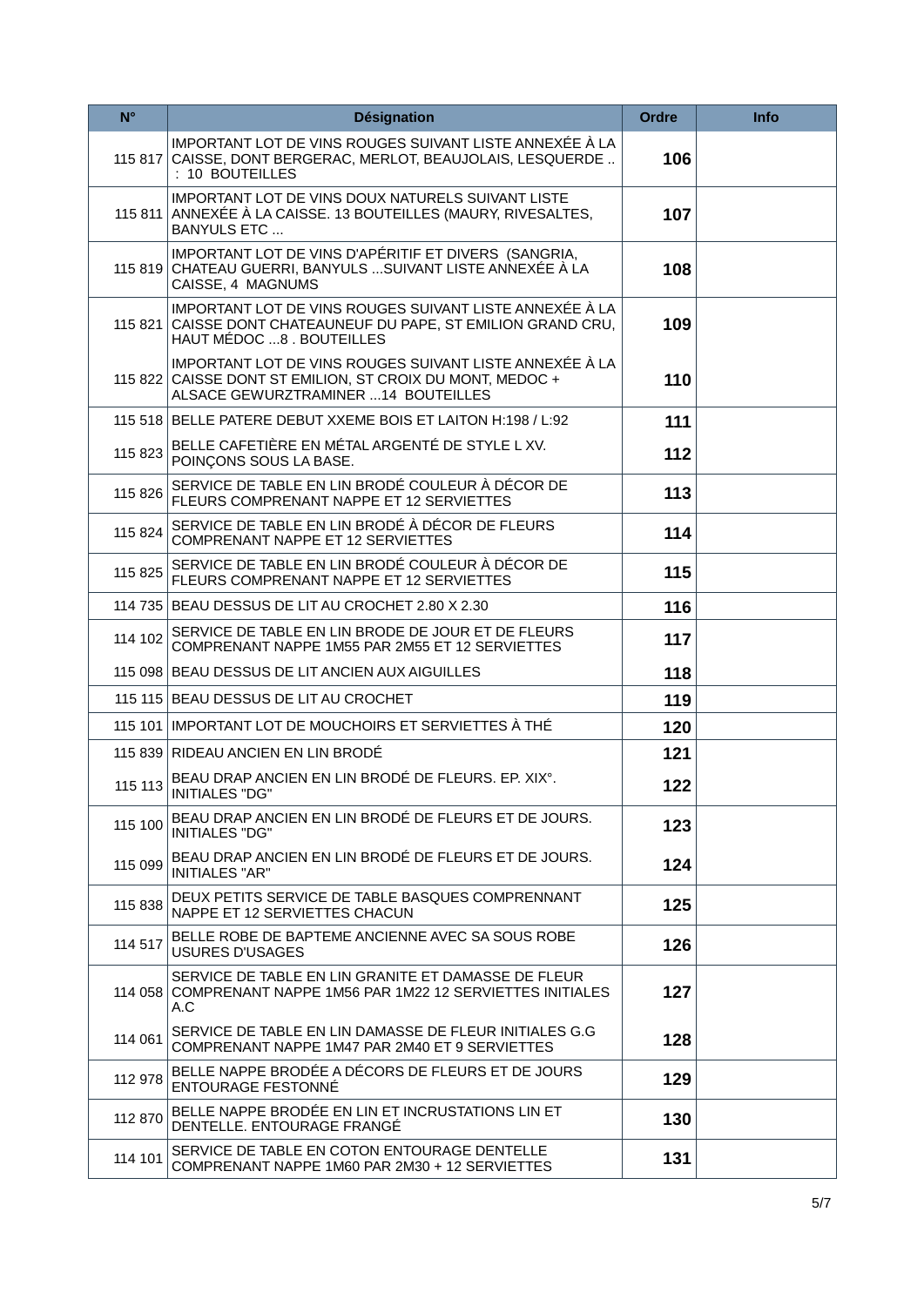| N° | Désignation | Ordre | Info |
|---|---|---|---|
| 115 817 | IMPORTANT LOT DE VINS ROUGES SUIVANT LISTE ANNEXÉE À LA CAISSE, DONT BERGERAC, MERLOT, BEAUJOLAIS, LESQUERDE .. : 10 BOUTEILLES | **106** | |
| 115 811 | IMPORTANT LOT DE VINS DOUX NATURELS SUIVANT LISTE ANNEXÉE À LA CAISSE. 13 BOUTEILLES (MAURY, RIVESALTES, BANYULS ETC ... | **107** | |
| 115 819 | IMPORTANT LOT DE VINS D'APÉRITIF ET DIVERS (SANGRIA, CHATEAU GUERRI, BANYULS ...SUIVANT LISTE ANNEXÉE À LA CAISSE, 4 MAGNUMS | **108** | |
| 115 821 | IMPORTANT LOT DE VINS ROUGES SUIVANT LISTE ANNEXÉE À LA CAISSE DONT CHATEAUNEUF DU PAPE, ST EMILION GRAND CRU, HAUT MÉDOC ...8 . BOUTEILLES | **109** | |
| 115 822 | IMPORTANT LOT DE VINS ROUGES SUIVANT LISTE ANNEXÉE À LA CAISSE DONT ST EMILION, ST CROIX DU MONT, MEDOC + ALSACE GEWURZTRAMINER ...14 BOUTEILLES | **110** | |
| 115 518 | BELLE PATERE DEBUT XXEME BOIS ET LAITON H:198 / L:92 | **111** | |
| 115 823 | BELLE CAFETIÈRE EN MÉTAL ARGENTÉ DE STYLE L XV. POINÇONS SOUS LA BASE. | **112** | |
| 115 826 | SERVICE DE TABLE EN LIN BRODÉ COULEUR À DÉCOR DE FLEURS COMPRENANT NAPPE ET 12 SERVIETTES | **113** | |
| 115 824 | SERVICE DE TABLE EN LIN BRODÉ À DÉCOR DE FLEURS COMPRENANT NAPPE ET 12 SERVIETTES | **114** | |
| 115 825 | SERVICE DE TABLE EN LIN BRODÉ COULEUR À DÉCOR DE FLEURS COMPRENANT NAPPE ET 12 SERVIETTES | **115** | |
| 114 735 | BEAU DESSUS DE LIT AU CROCHET 2.80 X 2.30 | **116** | |
| 114 102 | SERVICE DE TABLE EN LIN BRODE DE JOUR ET DE FLEURS COMPRENANT NAPPE 1M55 PAR 2M55 ET 12 SERVIETTES | **117** | |
| 115 098 | BEAU DESSUS DE LIT ANCIEN AUX AIGUILLES | **118** | |
| 115 115 | BEAU DESSUS DE LIT AU CROCHET | **119** | |
| 115 101 | IMPORTANT LOT DE MOUCHOIRS ET SERVIETTES À THÉ | **120** | |
| 115 839 | RIDEAU ANCIEN EN LIN BRODÉ | **121** | |
| 115 113 | BEAU DRAP ANCIEN EN LIN BRODÉ DE FLEURS. EP. XIX°. INITIALES "DG" | **122** | |
| 115 100 | BEAU DRAP ANCIEN EN LIN BRODÉ DE FLEURS ET DE JOURS. INITIALES "DG" | **123** | |
| 115 099 | BEAU DRAP ANCIEN EN LIN BRODÉ DE FLEURS ET DE JOURS. INITIALES "AR" | **124** | |
| 115 838 | DEUX PETITS SERVICE DE TABLE BASQUES COMPRENNANT NAPPE ET 12 SERVIETTES CHACUN | **125** | |
| 114 517 | BELLE ROBE DE BAPTEME ANCIENNE AVEC SA SOUS ROBE USURES D'USAGES | **126** | |
| 114 058 | SERVICE DE TABLE EN LIN GRANITE ET DAMASSE DE FLEUR COMPRENANT NAPPE 1M56 PAR 1M22 12 SERVIETTES INITIALES A.C | **127** | |
| 114 061 | SERVICE DE TABLE EN LIN DAMASSE DE FLEUR INITIALES G.G COMPRENANT NAPPE 1M47 PAR 2M40 ET 9 SERVIETTES | **128** | |
| 112 978 | BELLE NAPPE BRODÉE A DÉCORS DE FLEURS ET DE JOURS ENTOURAGE FESTONNÉ | **129** | |
| 112 870 | BELLE NAPPE BRODÉE EN LIN ET INCRUSTATIONS LIN ET DENTELLE. ENTOURAGE FRANGÉ | **130** | |
| 114 101 | SERVICE DE TABLE EN COTON ENTOURAGE DENTELLE COMPRENANT NAPPE 1M60 PAR 2M30 + 12 SERVIETTES | **131** | |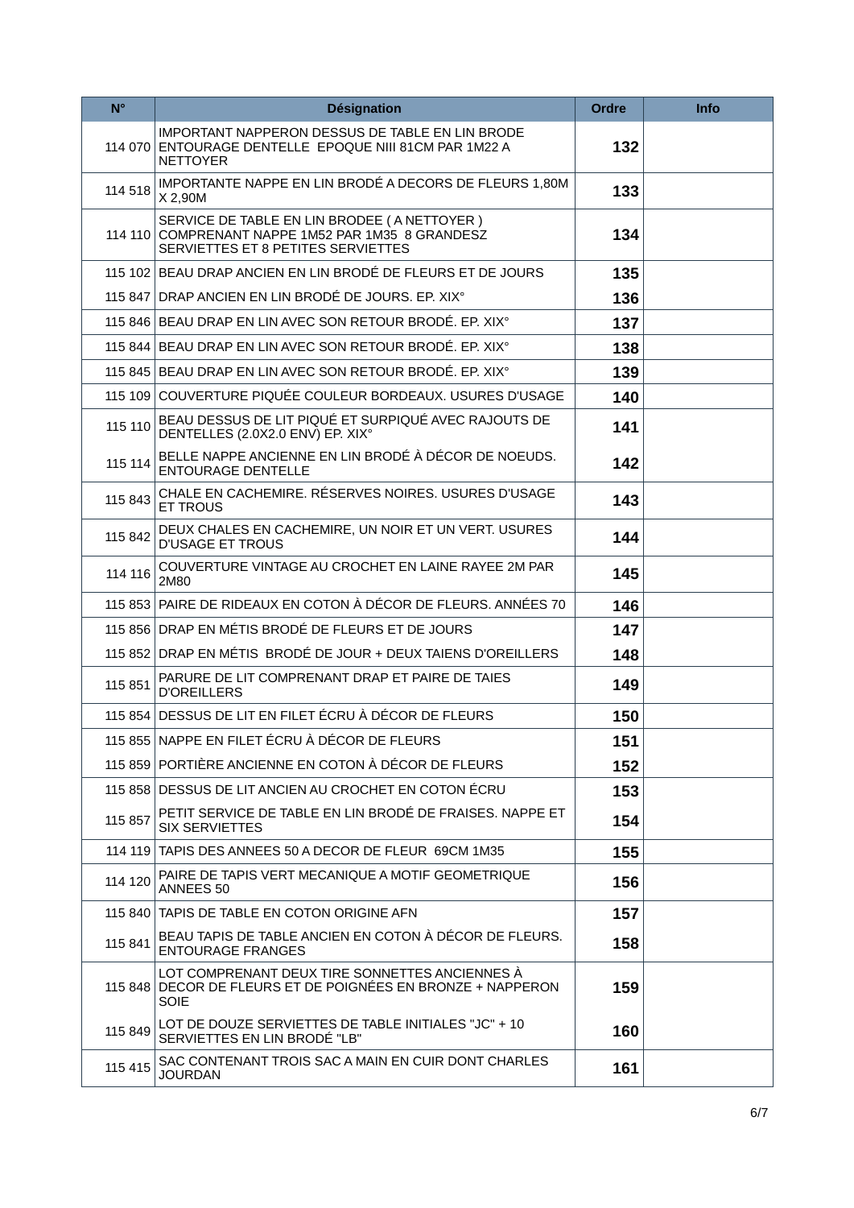| N° | Désignation | Ordre | Info |
|---|---|---|---|
| 114 070 | IMPORTANT NAPPERON DESSUS DE TABLE EN LIN BRODE ENTOURAGE DENTELLE EPOQUE NIII 81CM PAR 1M22 A NETTOYER | 132 | |
| 114 518 | IMPORTANTE NAPPE EN LIN BRODÉ A DECORS DE FLEURS 1,80M X 2,90M | 133 | |
| 114 110 | SERVICE DE TABLE EN LIN BRODEE ( A NETTOYER ) COMPRENANT NAPPE 1M52 PAR 1M35 8 GRANDESZ SERVIETTES ET 8 PETITES SERVIETTES | 134 | |
| 115 102 | BEAU DRAP ANCIEN EN LIN BRODÉ DE FLEURS ET DE JOURS | 135 | |
| 115 847 | DRAP ANCIEN EN LIN BRODÉ DE JOURS. EP. XIX° | 136 | |
| 115 846 | BEAU DRAP EN LIN AVEC SON RETOUR BRODÉ. EP. XIX° | 137 | |
| 115 844 | BEAU DRAP EN LIN AVEC SON RETOUR BRODÉ. EP. XIX° | 138 | |
| 115 845 | BEAU DRAP EN LIN AVEC SON RETOUR BRODÉ. EP. XIX° | 139 | |
| 115 109 | COUVERTURE PIQUÉE COULEUR BORDEAUX. USURES D'USAGE | 140 | |
| 115 110 | BEAU DESSUS DE LIT PIQUÉ ET SURPIQUÉ AVEC RAJOUTS DE DENTELLES (2.0X2.0 ENV) EP. XIX° | 141 | |
| 115 114 | BELLE NAPPE ANCIENNE EN LIN BRODÉ À DÉCOR DE NOEUDS. ENTOURAGE DENTELLE | 142 | |
| 115 843 | CHALE EN CACHEMIRE. RÉSERVES NOIRES. USURES D'USAGE ET TROUS | 143 | |
| 115 842 | DEUX CHALES EN CACHEMIRE, UN NOIR ET UN VERT. USURES D'USAGE ET TROUS | 144 | |
| 114 116 | COUVERTURE VINTAGE AU CROCHET EN LAINE RAYEE 2M PAR 2M80 | 145 | |
| 115 853 | PAIRE DE RIDEAUX EN COTON À DÉCOR DE FLEURS. ANNÉES 70 | 146 | |
| 115 856 | DRAP EN MÉTIS BRODÉ DE FLEURS ET DE JOURS | 147 | |
| 115 852 | DRAP EN MÉTIS BRODÉ DE JOUR + DEUX TAIENS D'OREILLERS | 148 | |
| 115 851 | PARURE DE LIT COMPRENANT DRAP ET PAIRE DE TAIES D'OREILLERS | 149 | |
| 115 854 | DESSUS DE LIT EN FILET ÉCRU À DÉCOR DE FLEURS | 150 | |
| 115 855 | NAPPE EN FILET ÉCRU À DÉCOR DE FLEURS | 151 | |
| 115 859 | PORTIÈRE ANCIENNE EN COTON À DÉCOR DE FLEURS | 152 | |
| 115 858 | DESSUS DE LIT ANCIEN AU CROCHET EN COTON ÉCRU | 153 | |
| 115 857 | PETIT SERVICE DE TABLE EN LIN BRODÉ DE FRAISES. NAPPE ET SIX SERVIETTES | 154 | |
| 114 119 | TAPIS DES ANNEES 50 A DECOR DE FLEUR 69CM 1M35 | 155 | |
| 114 120 | PAIRE DE TAPIS VERT MECANIQUE A MOTIF GEOMETRIQUE ANNEES 50 | 156 | |
| 115 840 | TAPIS DE TABLE EN COTON ORIGINE AFN | 157 | |
| 115 841 | BEAU TAPIS DE TABLE ANCIEN EN COTON À DÉCOR DE FLEURS. ENTOURAGE FRANGES | 158 | |
| 115 848 | LOT COMPRENANT DEUX TIRE SONNETTES ANCIENNES À DECOR DE FLEURS ET DE POIGNÉES EN BRONZE + NAPPERON SOIE | 159 | |
| 115 849 | LOT DE DOUZE SERVIETTES DE TABLE INITIALES "JC" + 10 SERVIETTES EN LIN BRODÉ "LB" | 160 | |
| 115 415 | SAC CONTENANT TROIS SAC A MAIN EN CUIR DONT CHARLES JOURDAN | 161 | |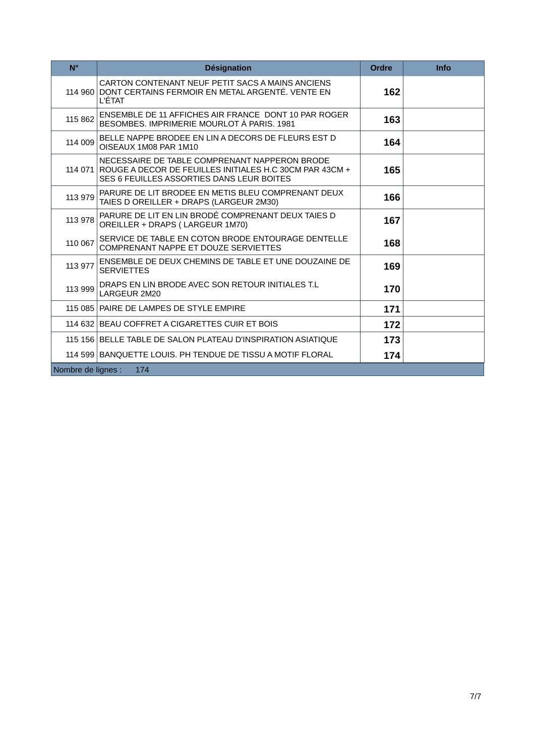| N° | Désignation | Ordre | Info |
|---|---|---|---|
| 114 960 | CARTON CONTENANT NEUF PETIT SACS A MAINS ANCIENS DONT CERTAINS FERMOIR EN METAL ARGENTÉ. VENTE EN L'ÉTAT | **162** | |
| 115 862 | ENSEMBLE DE 11 AFFICHES AIR FRANCE DONT 10 PAR ROGER BESOMBES. IMPRIMERIE MOURLOT À PARIS. 1981 | **163** | |
| 114 009 | BELLE NAPPE BRODEE EN LIN A DECORS DE FLEURS EST D OISEAUX 1M08 PAR 1M10 | **164** | |
| 114 071 | NECESSAIRE DE TABLE COMPRENANT NAPPERON BRODE ROUGE A DECOR DE FEUILLES INITIALES H.C 30CM PAR 43CM + SES 6 FEUILLES ASSORTIES DANS LEUR BOITES | **165** | |
| 113 979 | PARURE DE LIT BRODEE EN METIS BLEU COMPRENANT DEUX TAIES D OREILLER + DRAPS (LARGEUR 2M30) | **166** | |
| 113 978 | PARURE DE LIT EN LIN BRODÉ COMPRENANT DEUX TAIES D OREILLER + DRAPS ( LARGEUR 1M70) | **167** | |
| 110 067 | SERVICE DE TABLE EN COTON BRODE ENTOURAGE DENTELLE COMPRENANT NAPPE ET DOUZE SERVIETTES | **168** | |
| 113 977 | ENSEMBLE DE DEUX CHEMINS DE TABLE ET UNE DOUZAINE DE SERVIETTES | **169** | |
| 113 999 | DRAPS EN LIN BRODE AVEC SON RETOUR INITIALES T.L LARGEUR 2M20 | **170** | |
| 115 085 | PAIRE DE LAMPES DE STYLE EMPIRE | **171** | |
| 114 632 | BEAU COFFRET A CIGARETTES CUIR ET BOIS | **172** | |
| 115 156 | BELLE TABLE DE SALON PLATEAU D'INSPIRATION ASIATIQUE | **173** | |
| 114 599 | BANQUETTE LOUIS. PH TENDUE DE TISSU A MOTIF FLORAL | **174** | |

Nombre de lignes : 174